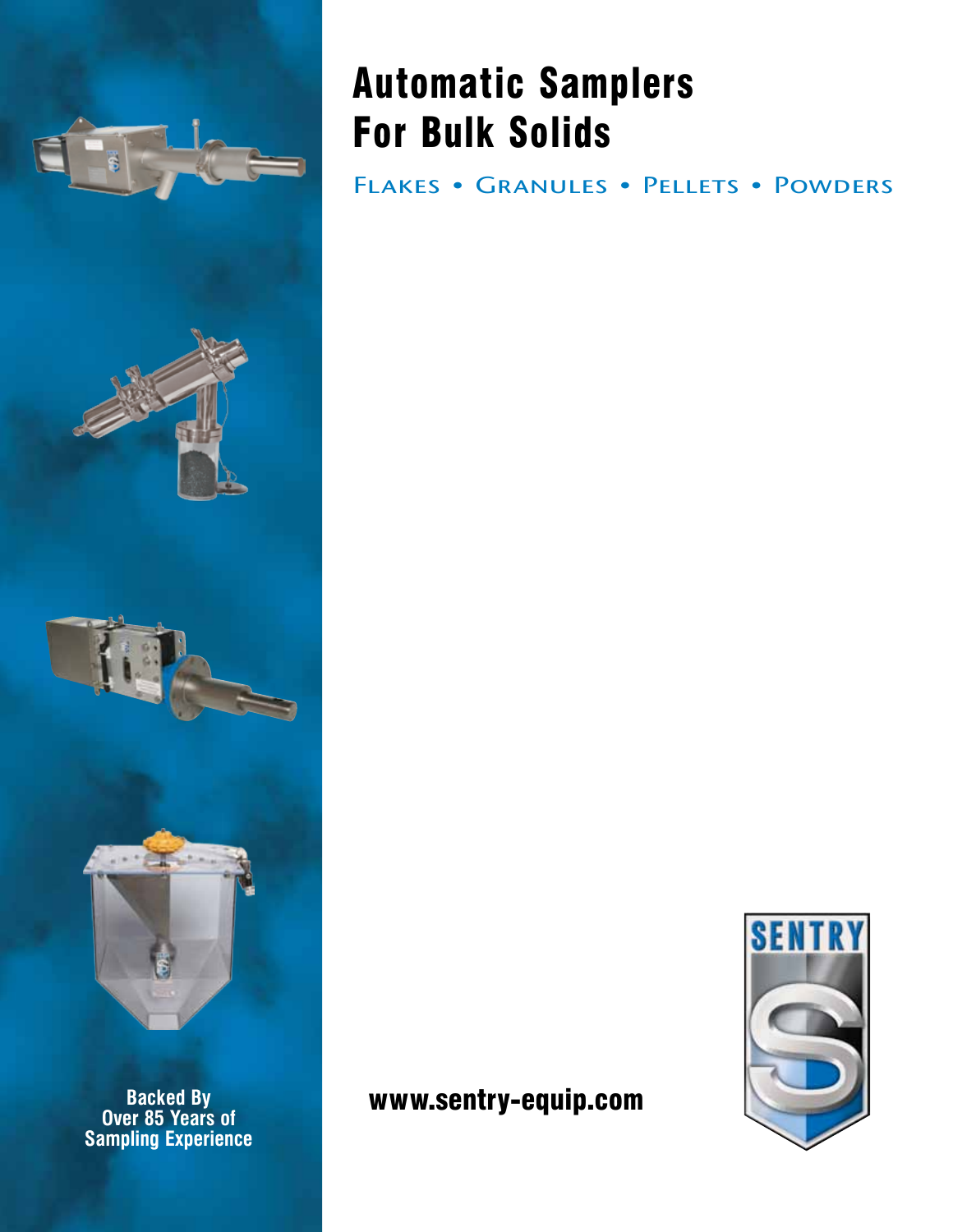# Automatic Samplers For Bulk Solids

Flakes • Granules • Pellets • Powders

**Backed By Over 85 Years of Sampling Experience**

**www.sentry-equip.com**

SENTRY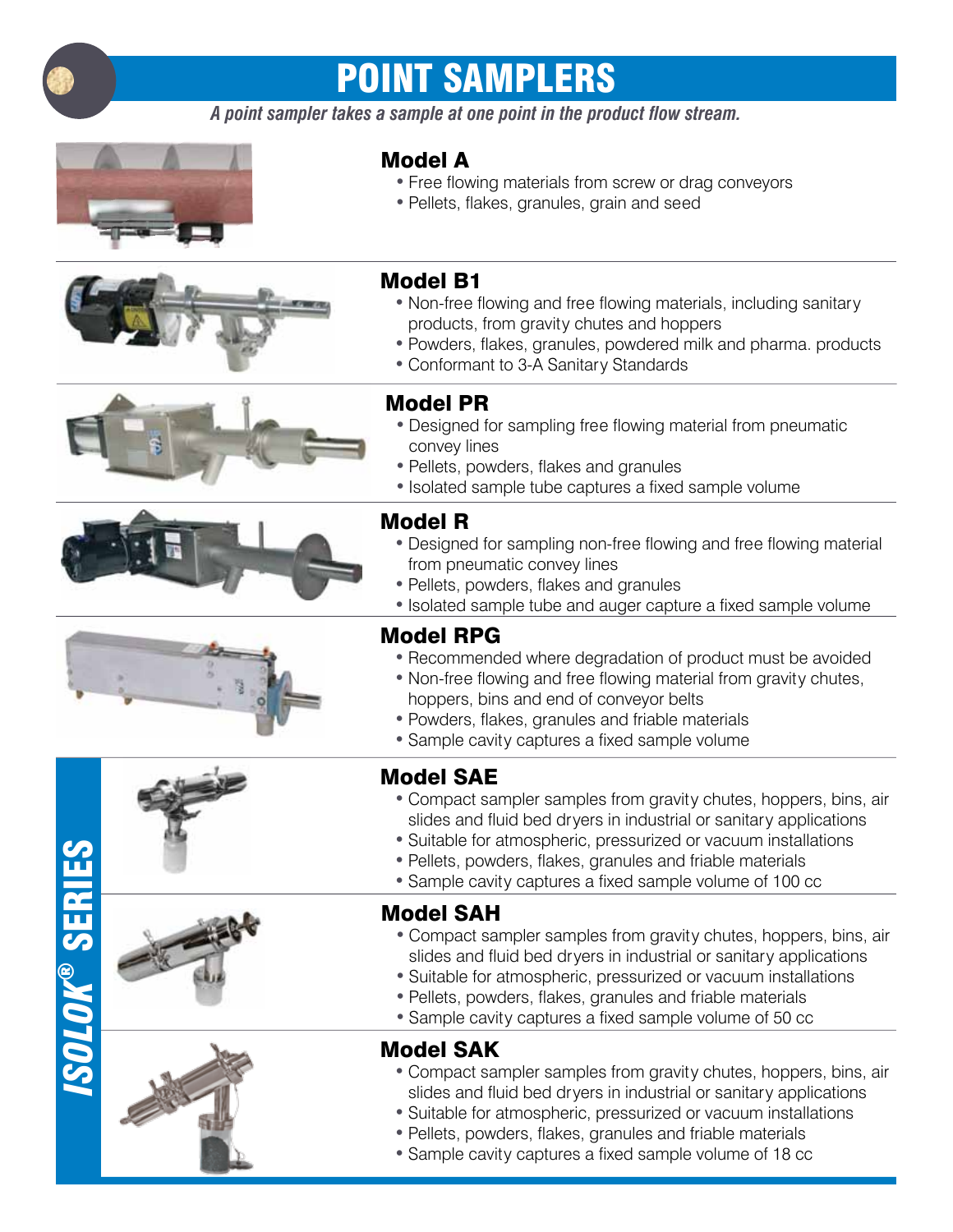# POINT SAMPLERS

*A point sampler takes a sample at one point in the product flow stream.*

## Model A

- Free flowing materials from screw or drag conveyors
- Pellets, flakes, granules, grain and seed

## Model B1

- Non-free flowing and free flowing materials, including sanitary products, from gravity chutes and hoppers
- Powders, flakes, granules, powdered milk and pharma. products
- Conformant to 3-A Sanitary Standards

## Model PR

- Designed for sampling free flowing material from pneumatic convey lines
- Pellets, powders, flakes and granules
- Isolated sample tube captures a fixed sample volume

## Model R

- Designed for sampling non-free flowing and free flowing material from pneumatic convey lines
- Pellets, powders, flakes and granules
- Isolated sample tube and auger capture a fixed sample volume

## Model RPG

- Recommended where degradation of product must be avoided
- Non-free flowing and free flowing material from gravity chutes, hoppers, bins and end of conveyor belts
- Powders, flakes, granules and friable materials
- Sample cavity captures a fixed sample volume

## ISOLOK® SERIES

### Model SAE

- Compact sampler samples from gravity chutes, hoppers, bins, air slides and fluid bed dryers in industrial or sanitary applications
- Suitable for atmospheric, pressurized or vacuum installations
- Pellets, powders, flakes, granules and friable materials
- Sample cavity captures a fixed sample volume of 100 cc

### Model SAH

- Compact sampler samples from gravity chutes, hoppers, bins, air slides and fluid bed dryers in industrial or sanitary applications
- Suitable for atmospheric, pressurized or vacuum installations
- Pellets, powders, flakes, granules and friable materials
- Sample cavity captures a fixed sample volume of 50 cc

### Model SAK

- Compact sampler samples from gravity chutes, hoppers, bins, air slides and fluid bed dryers in industrial or sanitary applications
- Suitable for atmospheric, pressurized or vacuum installations
- Pellets, powders, flakes, granules and friable materials
- Sample cavity captures a fixed sample volume of 18 cc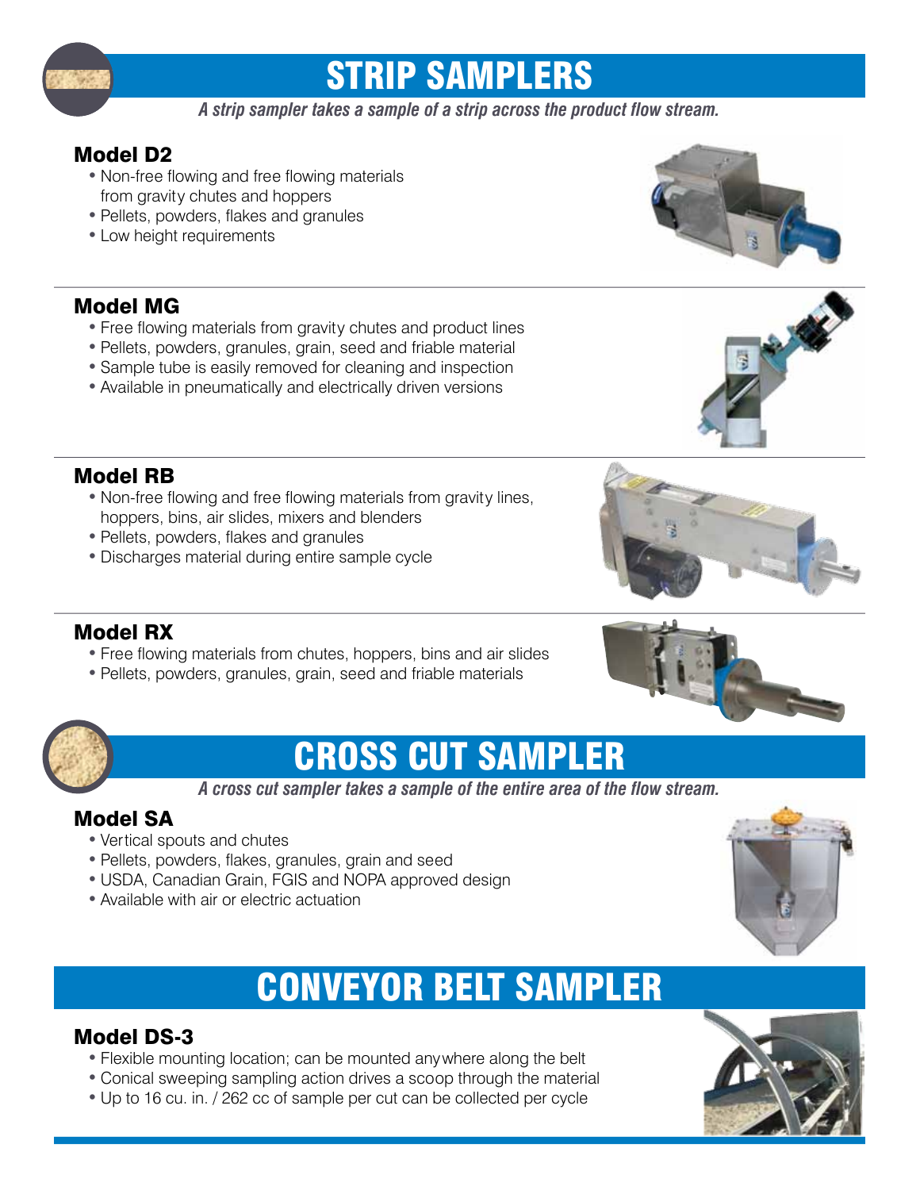# STRIP SAMPLERS

***A strip sampler takes a sample of a strip across the product flow stream.***

## Model D2

- Non-free flowing and free flowing materials from gravity chutes and hoppers
- Pellets, powders, flakes and granules
- Low height requirements

## Model MG

- Free flowing materials from gravity chutes and product lines
- Pellets, powders, granules, grain, seed and friable material
- Sample tube is easily removed for cleaning and inspection
- Available in pneumatically and electrically driven versions

## Model RB

- Non-free flowing and free flowing materials from gravity lines, hoppers, bins, air slides, mixers and blenders
- Pellets, powders, flakes and granules
- Discharges material during entire sample cycle

## Model RX

- Free flowing materials from chutes, hoppers, bins and air slides
- Pellets, powders, granules, grain, seed and friable materials

# CROSS CUT SAMPLER

***A cross cut sampler takes a sample of the entire area of the flow stream.***

## Model SA

- Vertical spouts and chutes
- Pellets, powders, flakes, granules, grain and seed
- USDA, Canadian Grain, FGIS and NOPA approved design
- Available with air or electric actuation

# CONVEYOR BELT SAMPLER

## Model DS-3

- Flexible mounting location; can be mounted anywhere along the belt
- Conical sweeping sampling action drives a scoop through the material
- Up to 16 cu. in. / 262 cc of sample per cut can be collected per cycle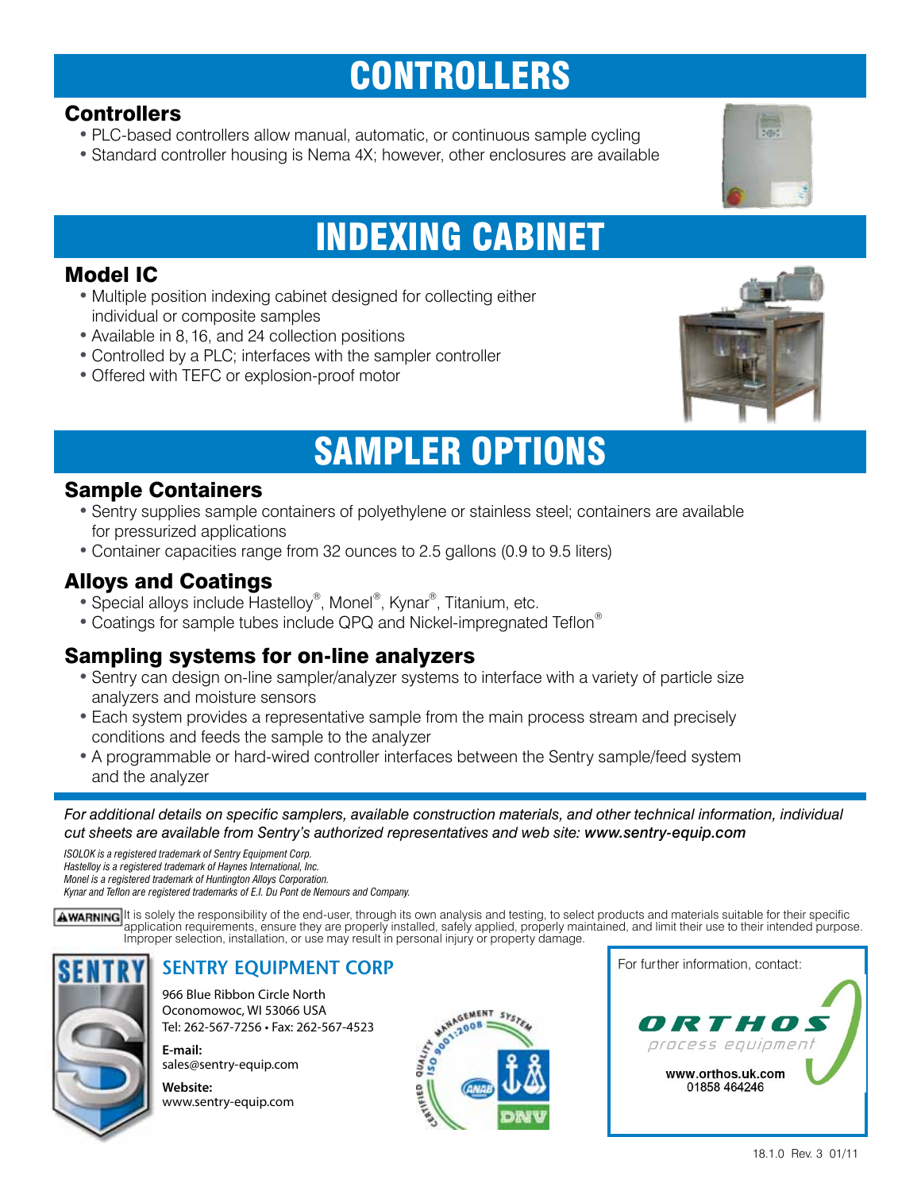# CONTROLLERS

## Controllers

- PLC-based controllers allow manual, automatic, or continuous sample cycling
- Standard controller housing is Nema 4X; however, other enclosures are available

# INDEXING CABINET

## Model IC

- Multiple position indexing cabinet designed for collecting either individual or composite samples
- Available in 8, 16, and 24 collection positions
- Controlled by a PLC; interfaces with the sampler controller
- Offered with TEFC or explosion-proof motor

# SAMPLER OPTIONS

## Sample Containers

- Sentry supplies sample containers of polyethylene or stainless steel; containers are available for pressurized applications
- Container capacities range from 32 ounces to 2.5 gallons (0.9 to 9.5 liters)

## Alloys and Coatings

- Special alloys include Hastelloy®, Monel®, Kynar®, Titanium, etc.
- Coatings for sample tubes include QPQ and Nickel-impregnated Teflon®

## Sampling systems for on-line analyzers

- Sentry can design on-line sampler/analyzer systems to interface with a variety of particle size analyzers and moisture sensors
- Each system provides a representative sample from the main process stream and precisely conditions and feeds the sample to the analyzer
- A programmable or hard-wired controller interfaces between the Sentry sample/feed system and the analyzer

*For additional details on specific samplers, available construction materials, and other technical information, individual cut sheets are available from Sentry's authorized representatives and web site: www.sentry-equip.com*

*ISOLOK is a registered trademark of Sentry Equipment Corp.*
*Hastelloy is a registered trademark of Haynes International, Inc.*
*Monel is a registered trademark of Huntington Alloys Corporation.*
*Kynar and Teflon are registered trademarks of E.I. Du Pont de Nemours and Company.*

**⚠WARNING** It is solely the responsibility of the end-user, through its own analysis and testing, to select products and materials suitable for their specific application requirements, ensure they are properly installed, safely applied, properly maintained, and limit their use to their intended purpose. Improper selection, installation, or use may result in personal injury or property damage.

**SENTRY EQUIPMENT CORP**

966 Blue Ribbon Circle North
Oconomowoc, WI 53066 USA
Tel: 262-567-7256 • Fax: 262-567-4523

**E-mail:**
sales@sentry-equip.com

**Website:**
www.sentry-equip.com

CERTIFIED QUALITY MANAGEMENT SYSTEM ISO 9001:2008 ANAB DNV

For further information, contact:

ORTHOS
process equipment
**www.orthos.uk.com**
01858 464246

18.1.0 Rev. 3 01/11